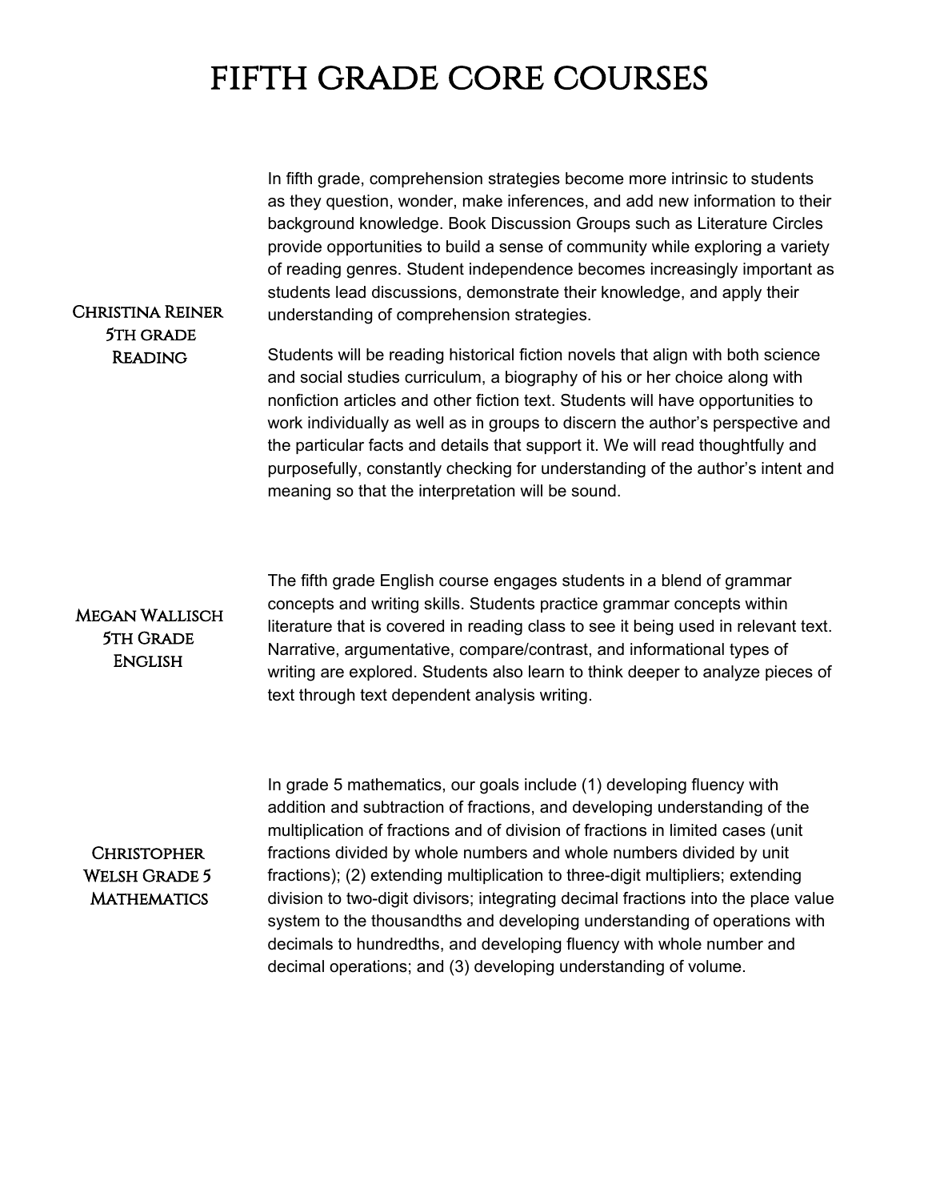# FIFTH GRADE CORE COURSES

**Christina Reiner**
**5th grade**
**Reading**

In fifth grade, comprehension strategies become more intrinsic to students as they question, wonder, make inferences, and add new information to their background knowledge. Book Discussion Groups such as Literature Circles provide opportunities to build a sense of community while exploring a variety of reading genres. Student independence becomes increasingly important as students lead discussions, demonstrate their knowledge, and apply their understanding of comprehension strategies.

Students will be reading historical fiction novels that align with both science and social studies curriculum, a biography of his or her choice along with nonfiction articles and other fiction text. Students will have opportunities to work individually as well as in groups to discern the author's perspective and the particular facts and details that support it. We will read thoughtfully and purposefully, constantly checking for understanding of the author's intent and meaning so that the interpretation will be sound.

**Megan Wallisch**
**5th Grade**
**English**

The fifth grade English course engages students in a blend of grammar concepts and writing skills. Students practice grammar concepts within literature that is covered in reading class to see it being used in relevant text. Narrative, argumentative, compare/contrast, and informational types of writing are explored. Students also learn to think deeper to analyze pieces of text through text dependent analysis writing.

**Christopher Welsh Grade 5**
**Mathematics**

In grade 5 mathematics, our goals include (1) developing fluency with addition and subtraction of fractions, and developing understanding of the multiplication of fractions and of division of fractions in limited cases (unit fractions divided by whole numbers and whole numbers divided by unit fractions); (2) extending multiplication to three-digit multipliers; extending division to two-digit divisors; integrating decimal fractions into the place value system to the thousandths and developing understanding of operations with decimals to hundredths, and developing fluency with whole number and decimal operations; and (3) developing understanding of volume.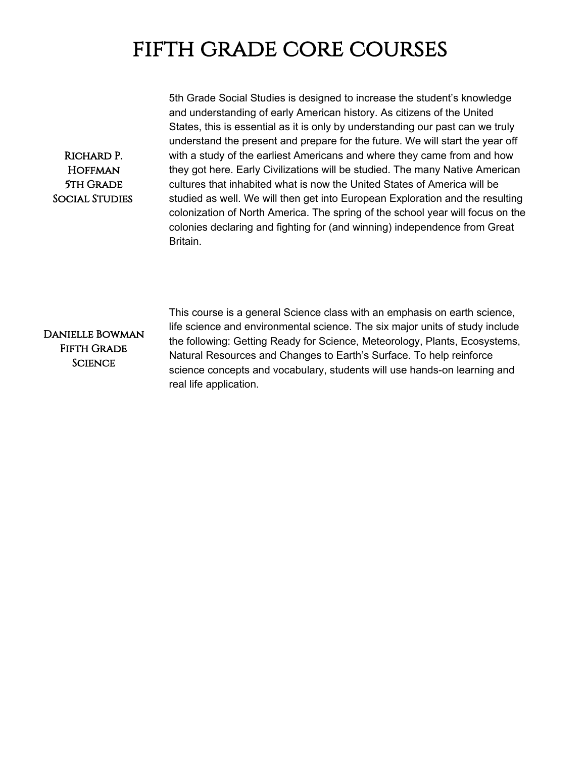# FIFTH GRADE CORE COURSES

**Richard P. Hoffman**
**5th Grade Social Studies**

5th Grade Social Studies is designed to increase the student's knowledge and understanding of early American history. As citizens of the United States, this is essential as it is only by understanding our past can we truly understand the present and prepare for the future. We will start the year off with a study of the earliest Americans and where they came from and how they got here. Early Civilizations will be studied. The many Native American cultures that inhabited what is now the United States of America will be studied as well. We will then get into European Exploration and the resulting colonization of North America. The spring of the school year will focus on the colonies declaring and fighting for (and winning) independence from Great Britain.

**Danielle Bowman**
**Fifth Grade Science**

This course is a general Science class with an emphasis on earth science, life science and environmental science. The six major units of study include the following: Getting Ready for Science, Meteorology, Plants, Ecosystems, Natural Resources and Changes to Earth's Surface. To help reinforce science concepts and vocabulary, students will use hands-on learning and real life application.